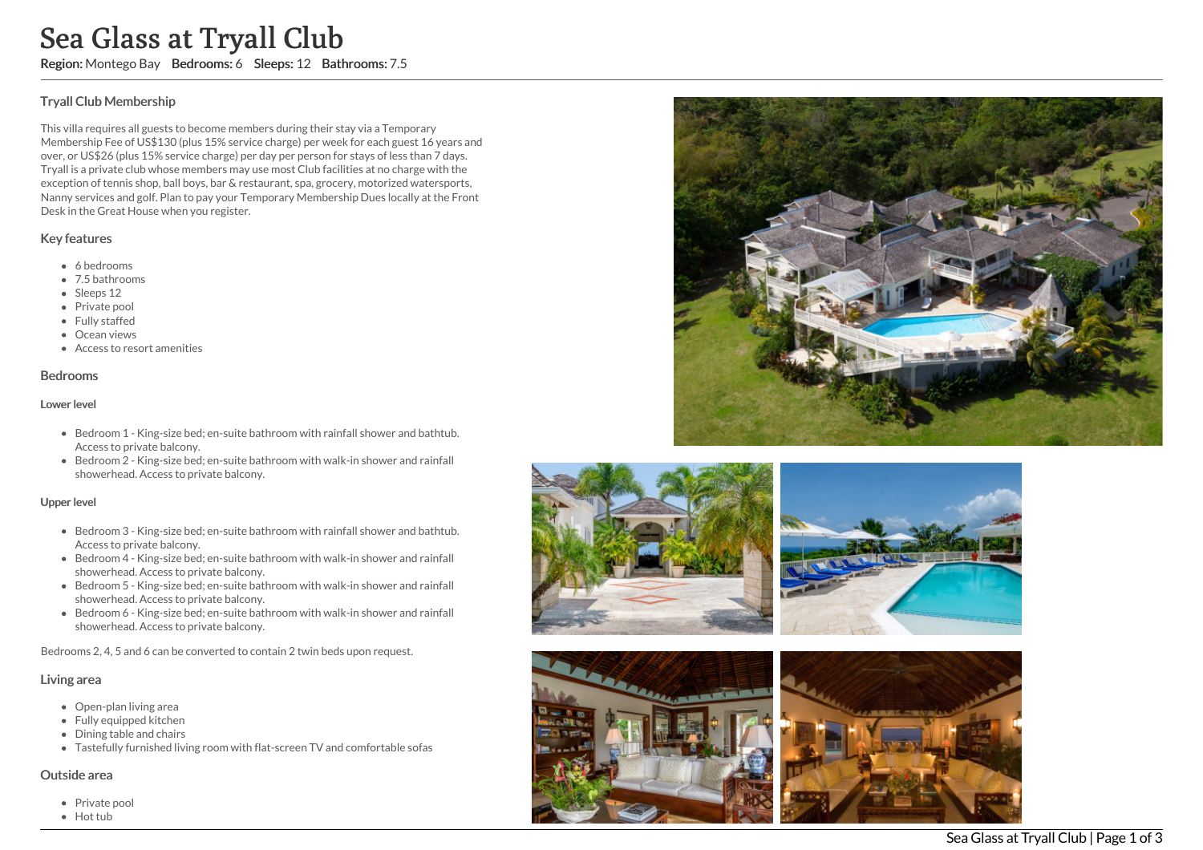# Sea Glass at Tryall Club

**Region:** Montego Bay **Bedrooms:** 6 **Sleeps:** 12 **Bathrooms:** 7.5

## Tryall Club Membership

This villa requires all guests to become members during their stay via a Temporary Membership Fee of US$130 (plus 15% service charge) per week for each guest 16 years and over, or US$26 (plus 15% service charge) per day per person for stays of less than 7 days. Tryall is a private club whose members may use most Club facilities at no charge with the exception of tennis shop, ball boys, bar & restaurant, spa, grocery, motorized watersports, Nanny services and golf. Plan to pay your Temporary Membership Dues locally at the Front Desk in the Great House when you register.

## Key features

- 6 bedrooms
- 7.5 bathrooms
- Sleeps 12
- Private pool
- Fully staffed
- Ocean views
- Access to resort amenities

## Bedrooms

### Lower level

- Bedroom 1 - King-size bed; en-suite bathroom with rainfall shower and bathtub. Access to private balcony.
- Bedroom 2 - King-size bed; en-suite bathroom with walk-in shower and rainfall showerhead. Access to private balcony.

### Upper level

- Bedroom 3 - King-size bed; en-suite bathroom with rainfall shower and bathtub. Access to private balcony.
- Bedroom 4 - King-size bed; en-suite bathroom with walk-in shower and rainfall showerhead. Access to private balcony.
- Bedroom 5 - King-size bed; en-suite bathroom with walk-in shower and rainfall showerhead. Access to private balcony.
- Bedroom 6 - King-size bed; en-suite bathroom with walk-in shower and rainfall showerhead. Access to private balcony.

Bedrooms 2, 4, 5 and 6 can be converted to contain 2 twin beds upon request.

## Living area

- Open-plan living area
- Fully equipped kitchen
- Dining table and chairs
- Tastefully furnished living room with flat-screen TV and comfortable sofas

## Outside area

- Private pool
- Hot tub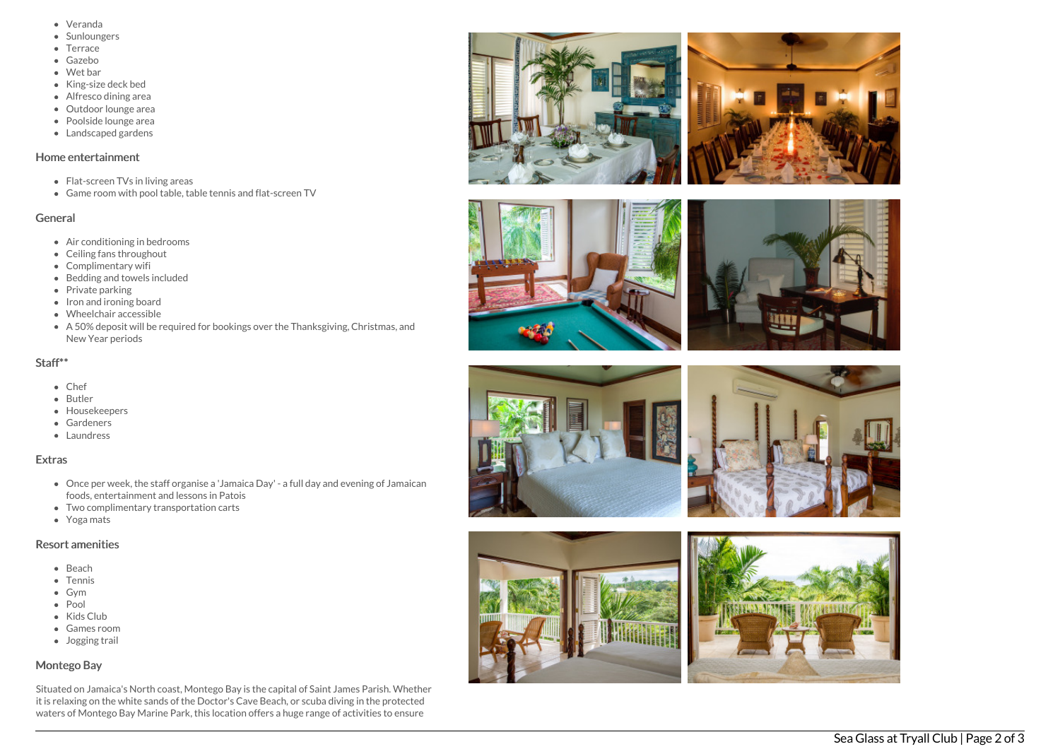- Veranda
- Sunloungers
- Terrace
- Gazebo
- Wet bar
- King-size deck bed
- Alfresco dining area
- Outdoor lounge area
- Poolside lounge area
- Landscaped gardens

## Home entertainment

- Flat-screen TVs in living areas
- Game room with pool table, table tennis and flat-screen TV

## General

- Air conditioning in bedrooms
- Ceiling fans throughout
- Complimentary wifi
- Bedding and towels included
- Private parking
- Iron and ironing board
- Wheelchair accessible
- A 50% deposit will be required for bookings over the Thanksgiving, Christmas, and New Year periods

## Staff**

- Chef
- Butler
- Housekeepers
- Gardeners
- Laundress

## Extras

- Once per week, the staff organise a 'Jamaica Day' - a full day and evening of Jamaican foods, entertainment and lessons in Patois
- Two complimentary transportation carts
- Yoga mats

## Resort amenities

- Beach
- Tennis
- Gym
- Pool
- Kids Club
- Games room
- Jogging trail

## Montego Bay

Situated on Jamaica's North coast, Montego Bay is the capital of Saint James Parish. Whether it is relaxing on the white sands of the Doctor's Cave Beach, or scuba diving in the protected waters of Montego Bay Marine Park, this location offers a huge range of activities to ensure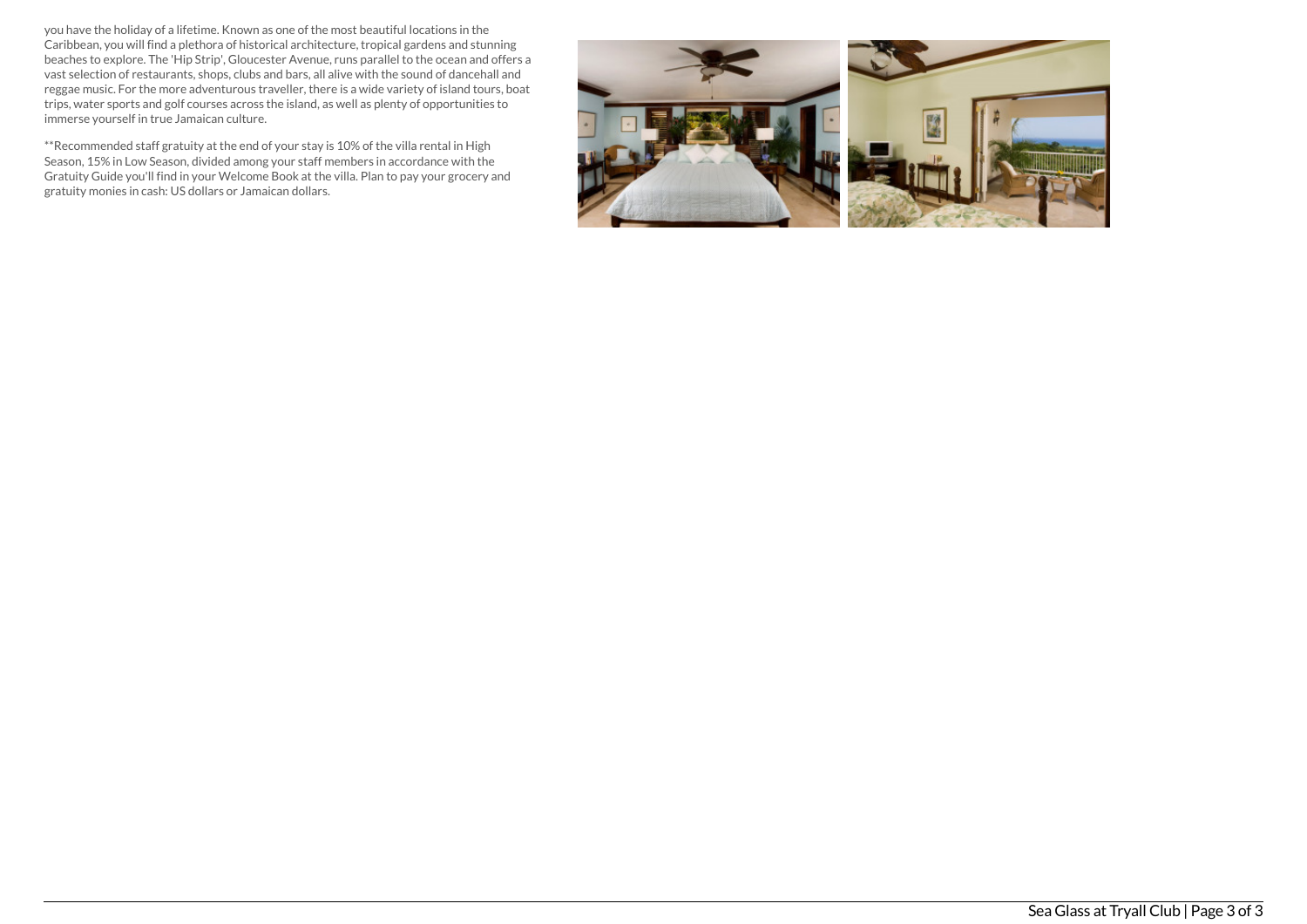you have the holiday of a lifetime. Known as one of the most beautiful locations in the Caribbean, you will find a plethora of historical architecture, tropical gardens and stunning beaches to explore. The 'Hip Strip', Gloucester Avenue, runs parallel to the ocean and offers a vast selection of restaurants, shops, clubs and bars, all alive with the sound of dancehall and reggae music. For the more adventurous traveller, there is a wide variety of island tours, boat trips, water sports and golf courses across the island, as well as plenty of opportunities to immerse yourself in true Jamaican culture.

**Recommended staff gratuity at the end of your stay is 10% of the villa rental in High Season, 15% in Low Season, divided among your staff members in accordance with the Gratuity Guide you'll find in your Welcome Book at the villa. Plan to pay your grocery and gratuity monies in cash: US dollars or Jamaican dollars.